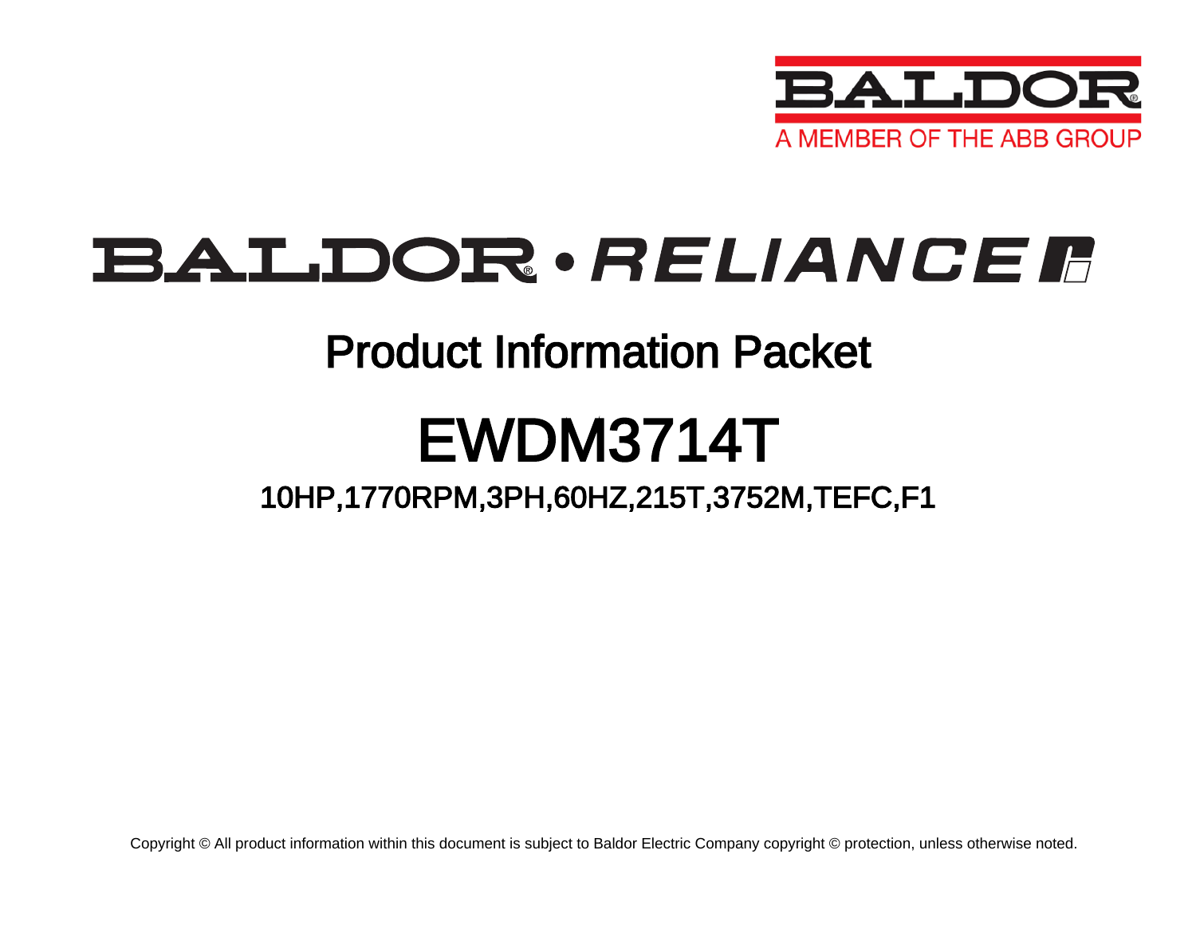BALDOR
A MEMBER OF THE ABB GROUP

BALDOR • RELIANCE

# Product Information Packet

# EWDM3714T

## 10HP,1770RPM,3PH,60HZ,215T,3752M,TEFC,F1

Copyright © All product information within this document is subject to Baldor Electric Company copyright © protection, unless otherwise noted.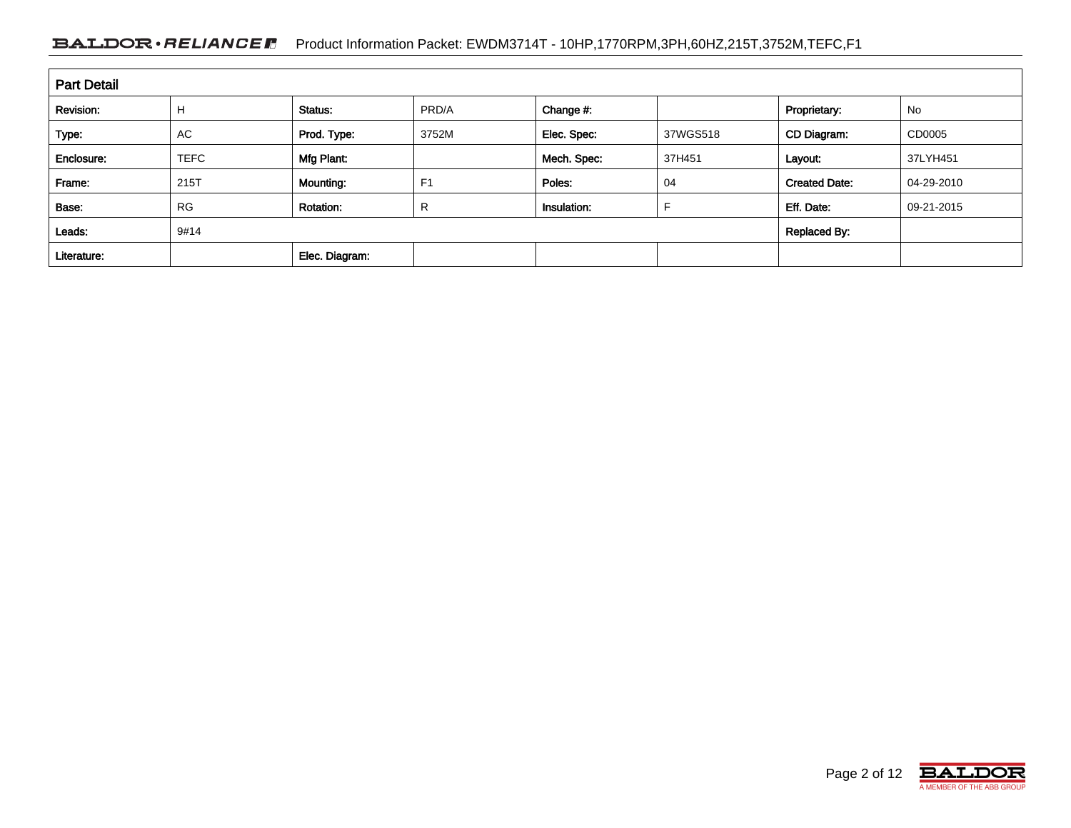## Part Detail

| | | | | | | | |
|---|---|---|---|---|---|---|---|
| **Revision:** | H | **Status:** | PRD/A | **Change #:** | | **Proprietary:** | No |
| **Type:** | AC | **Prod. Type:** | 3752M | **Elec. Spec:** | 37WGS518 | **CD Diagram:** | CD0005 |
| **Enclosure:** | TEFC | **Mfg Plant:** | | **Mech. Spec:** | 37H451 | **Layout:** | 37LYH451 |
| **Frame:** | 215T | **Mounting:** | F1 | **Poles:** | 04 | **Created Date:** | 04-29-2010 |
| **Base:** | RG | **Rotation:** | R | **Insulation:** | F | **Eff. Date:** | 09-21-2015 |
| **Leads:** | 9#14 | | | | | **Replaced By:** | |
| **Literature:** | | **Elec. Diagram:** | | | | | |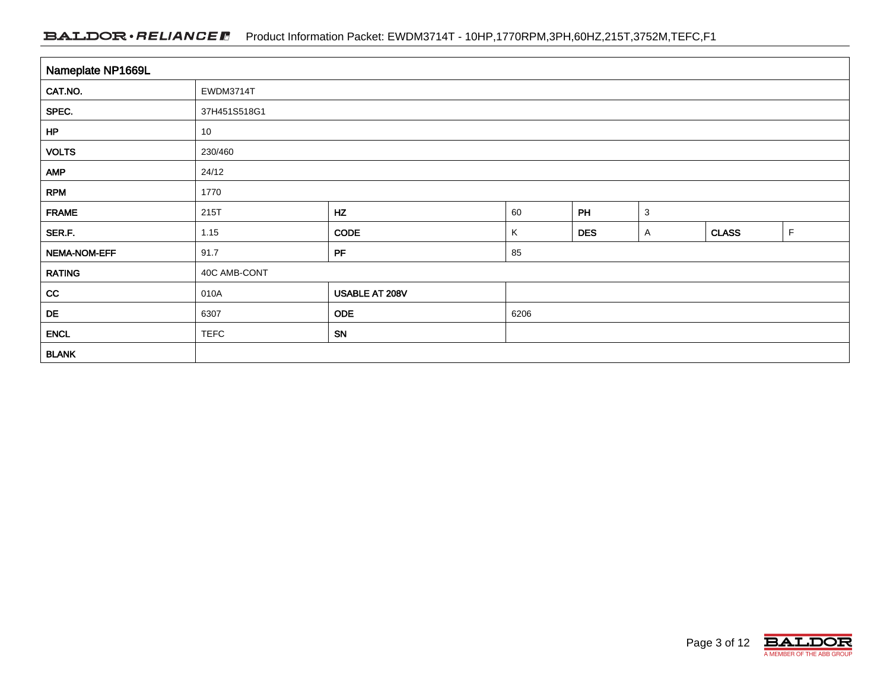| Nameplate NP1669L | | | | | | | |
|---|---|---|---|---|---|---|---|
| CAT.NO. | EWDM3714T | | | | | | |
| SPEC. | 37H451S518G1 | | | | | | |
| HP | 10 | | | | | | |
| VOLTS | 230/460 | | | | | | |
| AMP | 24/12 | | | | | | |
| RPM | 1770 | | | | | | |
| FRAME | 215T | HZ | 60 | PH | 3 | | |
| SER.F. | 1.15 | CODE | K | DES | A | CLASS | F |
| NEMA-NOM-EFF | 91.7 | PF | 85 | | | | |
| RATING | 40C AMB-CONT | | | | | | |
| CC | 010A | USABLE AT 208V | | | | | |
| DE | 6307 | ODE | 6206 | | | | |
| ENCL | TEFC | SN | | | | | |
| BLANK | | | | | | | |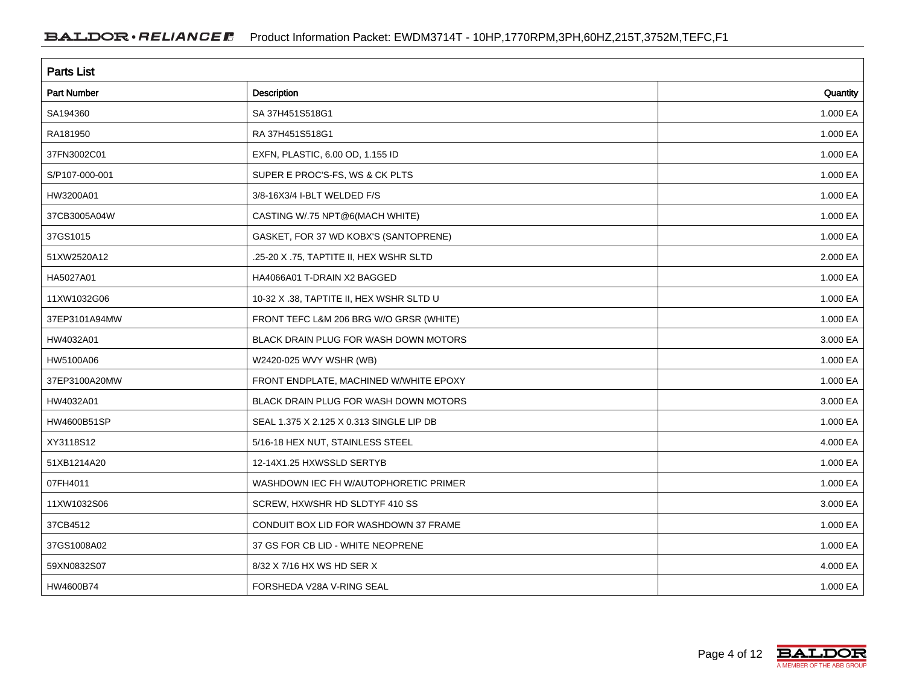## Parts List

| Part Number | Description | Quantity |
|---|---|---|
| SA194360 | SA 37H451S518G1 | 1.000 EA |
| RA181950 | RA 37H451S518G1 | 1.000 EA |
| 37FN3002C01 | EXFN, PLASTIC, 6.00 OD, 1.155 ID | 1.000 EA |
| S/P107-000-001 | SUPER E PROC'S-FS, WS & CK PLTS | 1.000 EA |
| HW3200A01 | 3/8-16X3/4 I-BLT WELDED F/S | 1.000 EA |
| 37CB3005A04W | CASTING W/.75 NPT@6(MACH WHITE) | 1.000 EA |
| 37GS1015 | GASKET, FOR 37 WD KOBX'S (SANTOPRENE) | 1.000 EA |
| 51XW2520A12 | .25-20 X .75, TAPTITE II, HEX WSHR SLTD | 2.000 EA |
| HA5027A01 | HA4066A01 T-DRAIN X2 BAGGED | 1.000 EA |
| 11XW1032G06 | 10-32 X .38, TAPTITE II, HEX WSHR SLTD U | 1.000 EA |
| 37EP3101A94MW | FRONT TEFC L&M 206 BRG W/O GRSR (WHITE) | 1.000 EA |
| HW4032A01 | BLACK DRAIN PLUG FOR WASH DOWN MOTORS | 3.000 EA |
| HW5100A06 | W2420-025 WVY WSHR (WB) | 1.000 EA |
| 37EP3100A20MW | FRONT ENDPLATE, MACHINED W/WHITE EPOXY | 1.000 EA |
| HW4032A01 | BLACK DRAIN PLUG FOR WASH DOWN MOTORS | 3.000 EA |
| HW4600B51SP | SEAL 1.375 X 2.125 X 0.313 SINGLE LIP DB | 1.000 EA |
| XY3118S12 | 5/16-18 HEX NUT, STAINLESS STEEL | 4.000 EA |
| 51XB1214A20 | 12-14X1.25 HXWSSLD SERTYB | 1.000 EA |
| 07FH4011 | WASHDOWN IEC FH W/AUTOPHORETIC PRIMER | 1.000 EA |
| 11XW1032S06 | SCREW, HXWSHR HD SLDTYF 410 SS | 3.000 EA |
| 37CB4512 | CONDUIT BOX LID FOR WASHDOWN 37 FRAME | 1.000 EA |
| 37GS1008A02 | 37 GS FOR CB LID - WHITE NEOPRENE | 1.000 EA |
| 59XN0832S07 | 8/32 X 7/16 HX WS HD SER X | 4.000 EA |
| HW4600B74 | FORSHEDA V28A V-RING SEAL | 1.000 EA |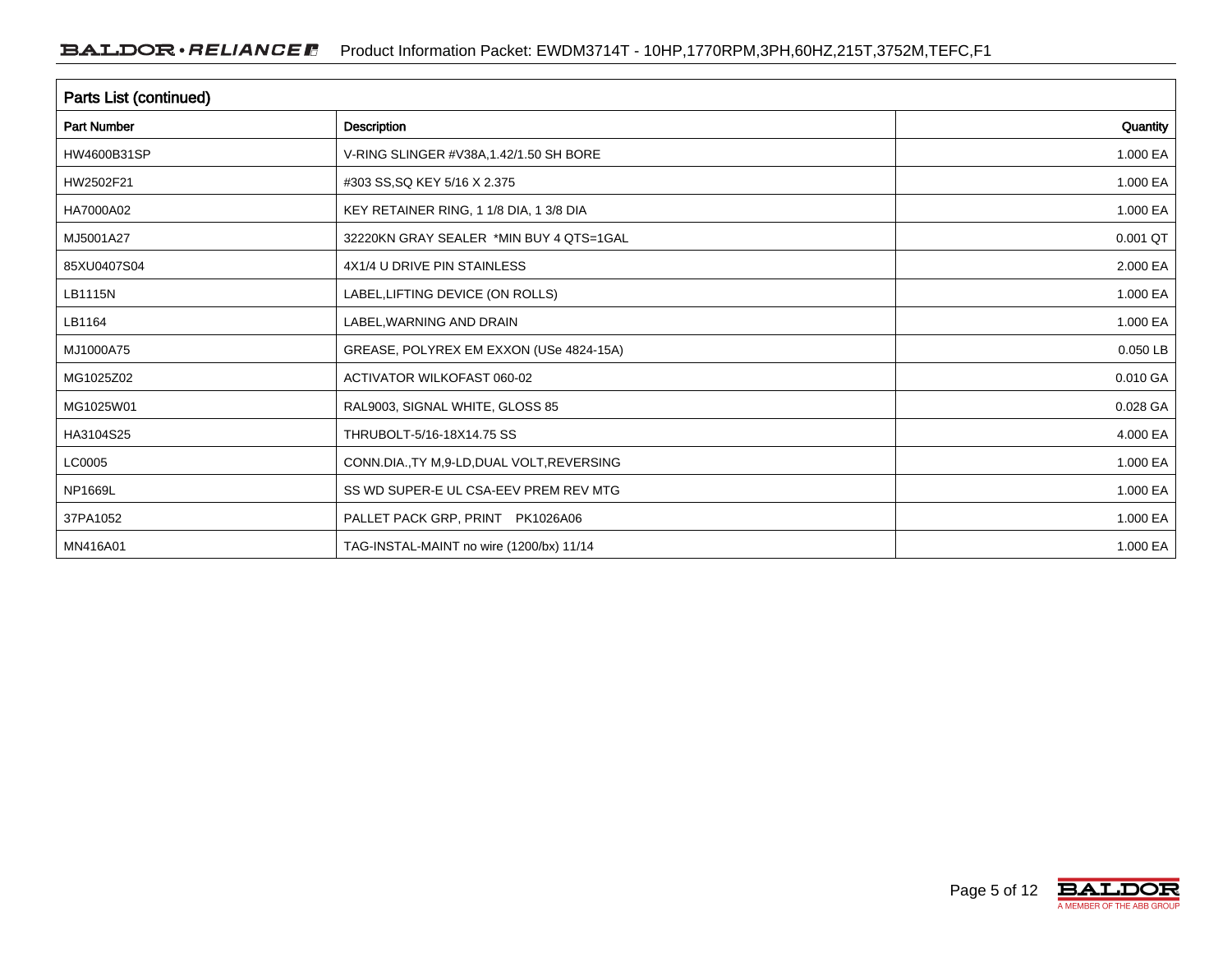## Parts List (continued)

| Part Number | Description | Quantity |
|---|---|---|
| HW4600B31SP | V-RING SLINGER #V38A,1.42/1.50 SH BORE | 1.000 EA |
| HW2502F21 | #303 SS,SQ KEY 5/16 X 2.375 | 1.000 EA |
| HA7000A02 | KEY RETAINER RING, 1 1/8 DIA, 1 3/8 DIA | 1.000 EA |
| MJ5001A27 | 32220KN GRAY SEALER *MIN BUY 4 QTS=1GAL | 0.001 QT |
| 85XU0407S04 | 4X1/4 U DRIVE PIN STAINLESS | 2.000 EA |
| LB1115N | LABEL,LIFTING DEVICE (ON ROLLS) | 1.000 EA |
| LB1164 | LABEL,WARNING AND DRAIN | 1.000 EA |
| MJ1000A75 | GREASE, POLYREX EM EXXON (USe 4824-15A) | 0.050 LB |
| MG1025Z02 | ACTIVATOR WILKOFAST 060-02 | 0.010 GA |
| MG1025W01 | RAL9003, SIGNAL WHITE, GLOSS 85 | 0.028 GA |
| HA3104S25 | THRUBOLT-5/16-18X14.75 SS | 4.000 EA |
| LC0005 | CONN.DIA.,TY M,9-LD,DUAL VOLT,REVERSING | 1.000 EA |
| NP1669L | SS WD SUPER-E UL CSA-EEV PREM REV MTG | 1.000 EA |
| 37PA1052 | PALLET PACK GRP, PRINT PK1026A06 | 1.000 EA |
| MN416A01 | TAG-INSTAL-MAINT no wire (1200/bx) 11/14 | 1.000 EA |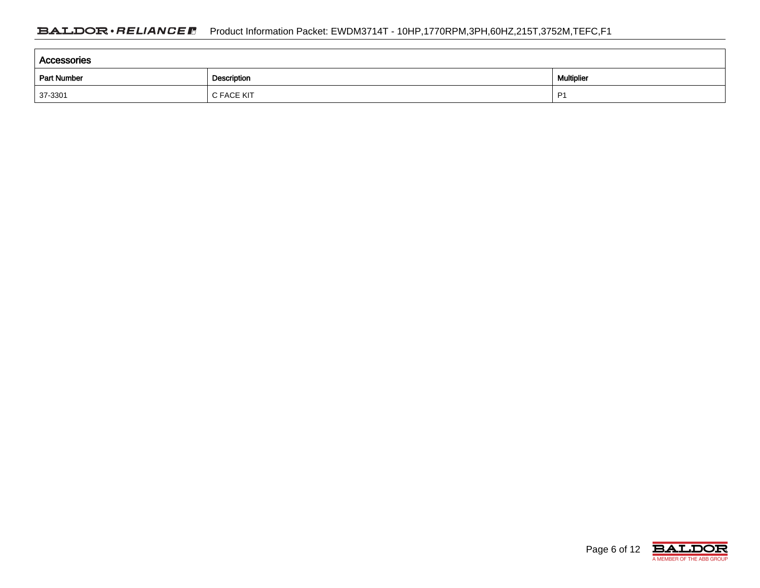## Accessories

| Part Number | Description | Multiplier |
|---|---|---|
| 37-3301 | C FACE KIT | P1 |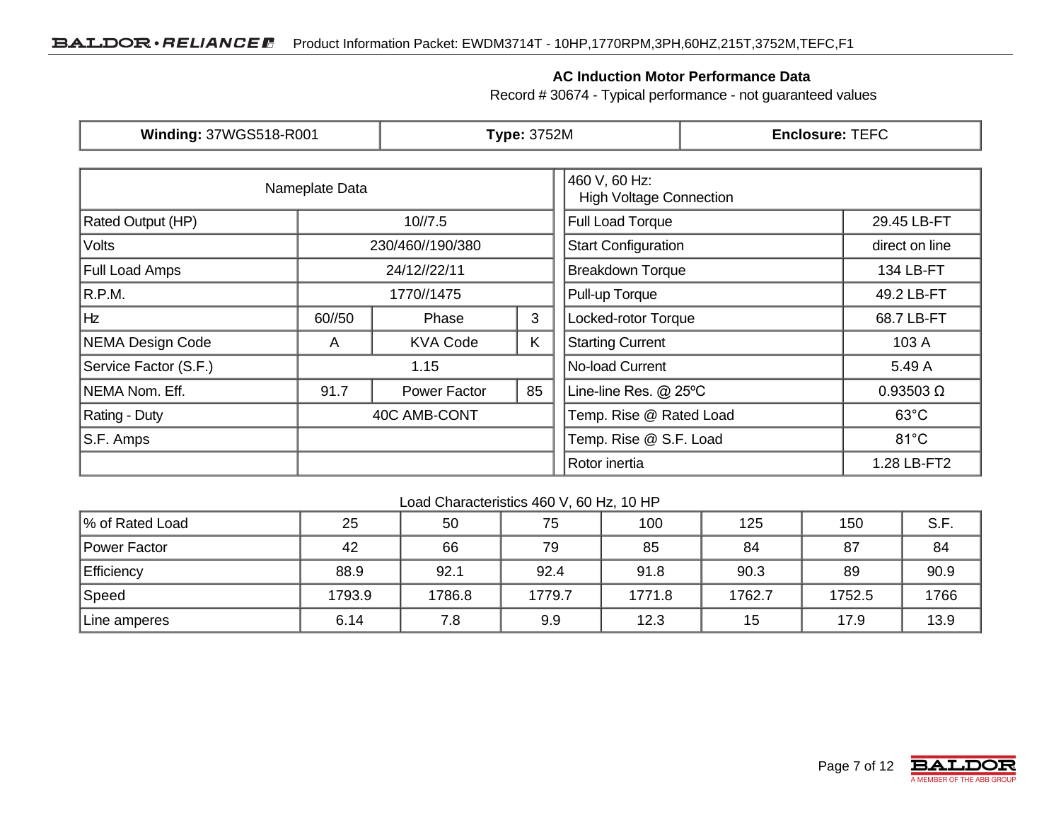## AC Induction Motor Performance Data

Record # 30674 - Typical performance - not guaranteed values

| **Winding:** 37WGS518-R001 | **Type:** 3752M | **Enclosure:** TEFC |
|---|---|---|

| Nameplate Data | | | |
|---|---|---|---|
| Rated Output (HP) | 10//7.5 | | |
| Volts | 230/460//190/380 | | |
| Full Load Amps | 24/12//22/11 | | |
| R.P.M. | 1770//1475 | | |
| Hz | 60//50 | Phase | 3 |
| NEMA Design Code | A | KVA Code | K |
| Service Factor (S.F.) | 1.15 | | |
| NEMA Nom. Eff. | 91.7 | Power Factor | 85 |
| Rating - Duty | 40C AMB-CONT | | |
| S.F. Amps | | | |
| | | | |

| 460 V, 60 Hz: High Voltage Connection | |
|---|---|
| Full Load Torque | 29.45 LB-FT |
| Start Configuration | direct on line |
| Breakdown Torque | 134 LB-FT |
| Pull-up Torque | 49.2 LB-FT |
| Locked-rotor Torque | 68.7 LB-FT |
| Starting Current | 103 A |
| No-load Current | 5.49 A |
| Line-line Res. @ 25ºC | 0.93503 Ω |
| Temp. Rise @ Rated Load | 63°C |
| Temp. Rise @ S.F. Load | 81°C |
| Rotor inertia | 1.28 LB-FT2 |

Load Characteristics 460 V, 60 Hz, 10 HP

| % of Rated Load | 25 | 50 | 75 | 100 | 125 | 150 | S.F. |
|---|---|---|---|---|---|---|---|
| Power Factor | 42 | 66 | 79 | 85 | 84 | 87 | 84 |
| Efficiency | 88.9 | 92.1 | 92.4 | 91.8 | 90.3 | 89 | 90.9 |
| Speed | 1793.9 | 1786.8 | 1779.7 | 1771.8 | 1762.7 | 1752.5 | 1766 |
| Line amperes | 6.14 | 7.8 | 9.9 | 12.3 | 15 | 17.9 | 13.9 |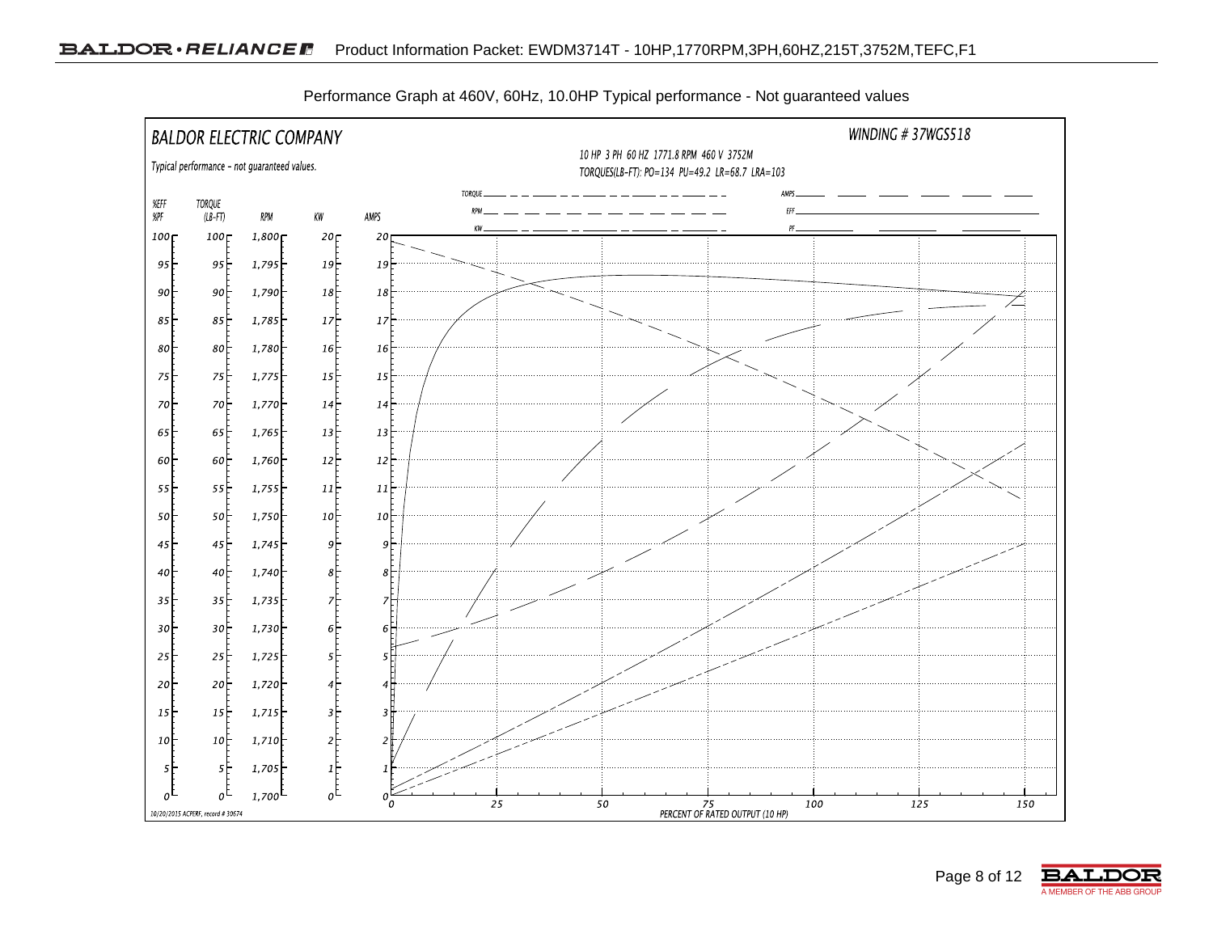Performance Graph at 460V, 60Hz, 10.0HP Typical performance - Not guaranteed values

BALDOR ELECTRIC COMPANY

Typical performance - not guaranteed values.

WINDING # 37WGS518

10 HP 3 PH 60 HZ 1771.8 RPM 460 V 3752M

TORQUES(LB-FT): PO=134 PU=49.2 LR=68.7 LRA=103

TORQUE, RPM, KW, AMPS, EFF, PF

%EFF %PF: 100, 95, 90, 85, 80, 75, 70, 65, 60, 55, 50, 45, 40, 35, 30, 25, 20, 15, 10, 5, 0

TORQUE (LB-FT): 100, 95, 90, 85, 80, 75, 70, 65, 60, 55, 50, 45, 40, 35, 30, 25, 20, 15, 10, 5, 0

RPM: 1,800, 1,795, 1,790, 1,785, 1,780, 1,775, 1,770, 1,765, 1,760, 1,755, 1,750, 1,745, 1,740, 1,735, 1,730, 1,725, 1,720, 1,715, 1,710, 1,705, 1,700

KW: 20, 19, 18, 17, 16, 15, 14, 13, 12, 11, 10, 9, 8, 7, 6, 5, 4, 3, 2, 1, 0

AMPS: 20, 19, 18, 17, 16, 15, 14, 13, 12, 11, 10, 9, 8, 7, 6, 5, 4, 3, 2, 1, 0

0, 25, 50, 75, 100, 125, 150

PERCENT OF RATED OUTPUT (10 HP)

10/20/2015 ACPERF, record # 30674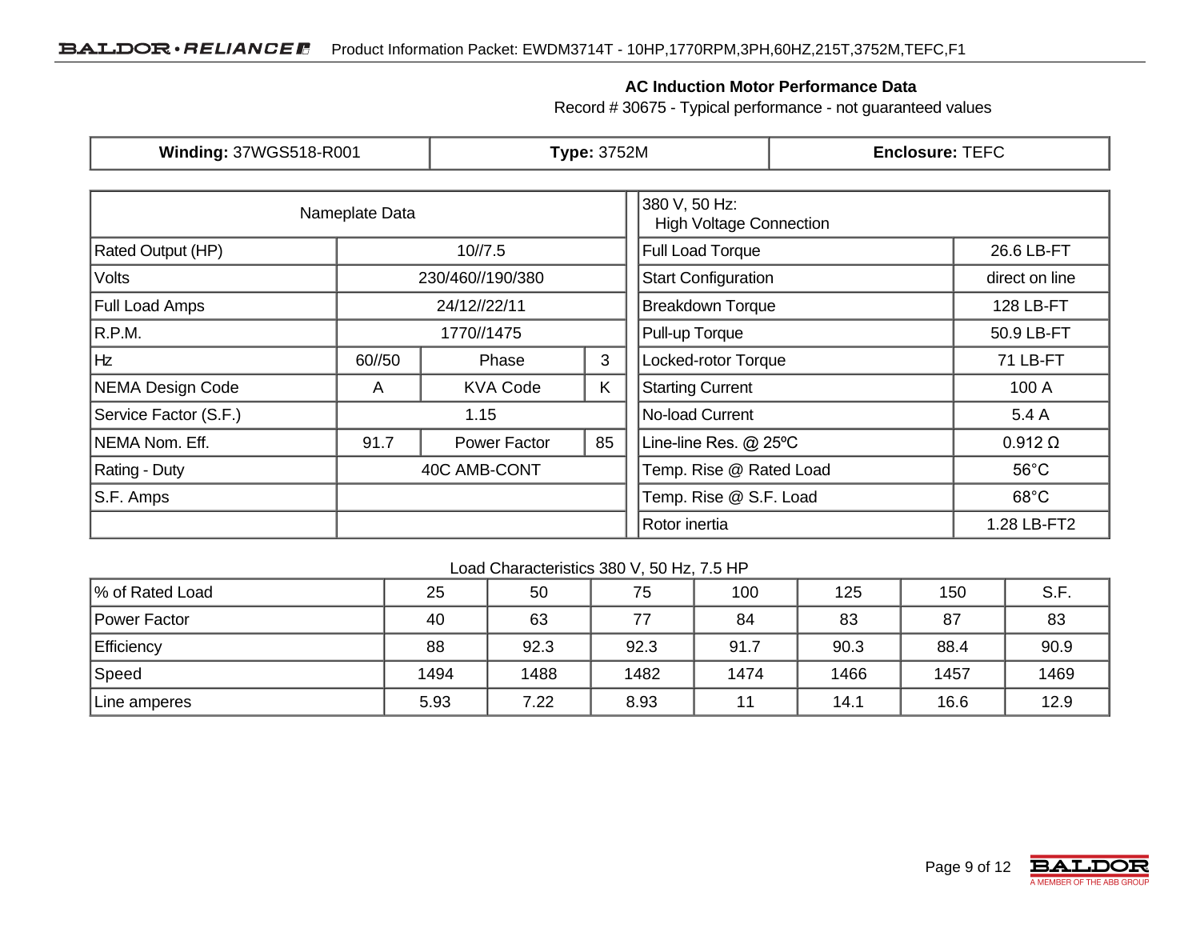### AC Induction Motor Performance Data

Record # 30675 - Typical performance - not guaranteed values

| **Winding:** 37WGS518-R001 | **Type:** 3752M | **Enclosure:** TEFC |
|---|---|---|

| Nameplate Data | | | | 380 V, 50 Hz: High Voltage Connection | |
|---|---|---|---|---|---|
| Rated Output (HP) | 10//7.5 | | | Full Load Torque | 26.6 LB-FT |
| Volts | 230/460//190/380 | | | Start Configuration | direct on line |
| Full Load Amps | 24/12//22/11 | | | Breakdown Torque | 128 LB-FT |
| R.P.M. | 1770//1475 | | | Pull-up Torque | 50.9 LB-FT |
| Hz | 60//50 | Phase | 3 | Locked-rotor Torque | 71 LB-FT |
| NEMA Design Code | A | KVA Code | K | Starting Current | 100 A |
| Service Factor (S.F.) | 1.15 | | | No-load Current | 5.4 A |
| NEMA Nom. Eff. | 91.7 | Power Factor | 85 | Line-line Res. @ 25ºC | 0.912 Ω |
| Rating - Duty | 40C AMB-CONT | | | Temp. Rise @ Rated Load | 56°C |
| S.F. Amps | | | | Temp. Rise @ S.F. Load | 68°C |
| | | | | Rotor inertia | 1.28 LB-FT2 |

Load Characteristics 380 V, 50 Hz, 7.5 HP

| % of Rated Load | 25 | 50 | 75 | 100 | 125 | 150 | S.F. |
|---|---|---|---|---|---|---|---|
| Power Factor | 40 | 63 | 77 | 84 | 83 | 87 | 83 |
| Efficiency | 88 | 92.3 | 92.3 | 91.7 | 90.3 | 88.4 | 90.9 |
| Speed | 1494 | 1488 | 1482 | 1474 | 1466 | 1457 | 1469 |
| Line amperes | 5.93 | 7.22 | 8.93 | 11 | 14.1 | 16.6 | 12.9 |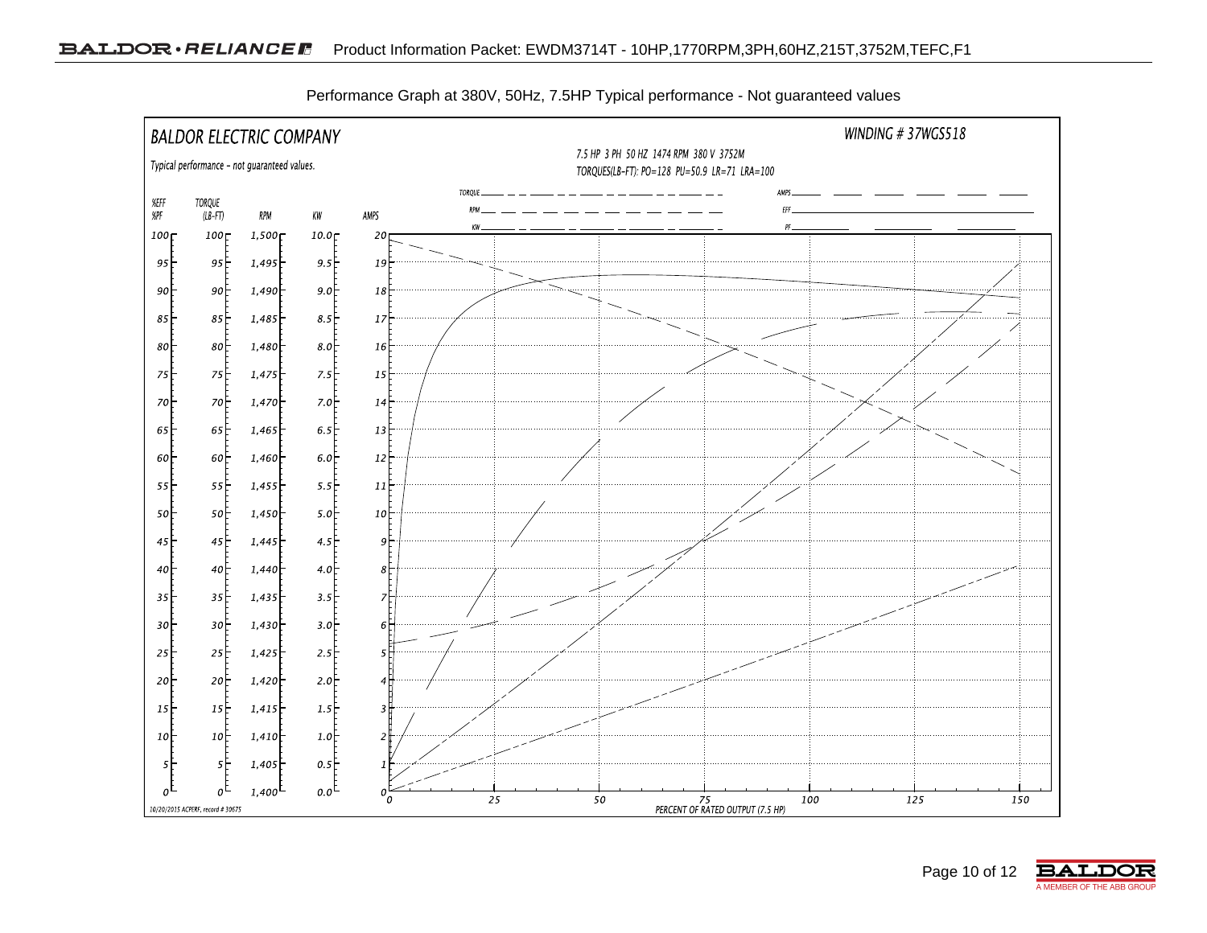Performance Graph at 380V, 50Hz, 7.5HP Typical performance - Not guaranteed values

BALDOR ELECTRIC COMPANY

Typical performance - not guaranteed values.

WINDING # 37WGS518

7.5 HP 3 PH 50 HZ 1474 RPM 380 V 3752M

TORQUES(LB-FT): PO=128 PU=50.9 LR=71 LRA=100

TORQUE, RPM, KW, AMPS, EFF, PF

%EFF %PF: 0, 5, 10, 15, 20, 25, 30, 35, 40, 45, 50, 55, 60, 65, 70, 75, 80, 85, 90, 95, 100

TORQUE (LB-FT): 0, 5, 10, 15, 20, 25, 30, 35, 40, 45, 50, 55, 60, 65, 70, 75, 80, 85, 90, 95, 100

RPM: 1,400, 1,405, 1,410, 1,415, 1,420, 1,425, 1,430, 1,435, 1,440, 1,445, 1,450, 1,455, 1,460, 1,465, 1,470, 1,475, 1,480, 1,485, 1,490, 1,495, 1,500

KW: 0.0, 0.5, 1.0, 1.5, 2.0, 2.5, 3.0, 3.5, 4.0, 4.5, 5.0, 5.5, 6.0, 6.5, 7.0, 7.5, 8.0, 8.5, 9.0, 9.5, 10.0

AMPS: 0, 1, 2, 3, 4, 5, 6, 7, 8, 9, 10, 11, 12, 13, 14, 15, 16, 17, 18, 19, 20

0, 25, 50, 75, 100, 125, 150

PERCENT OF RATED OUTPUT (7.5 HP)

10/20/2015 ACPERF, record # 30675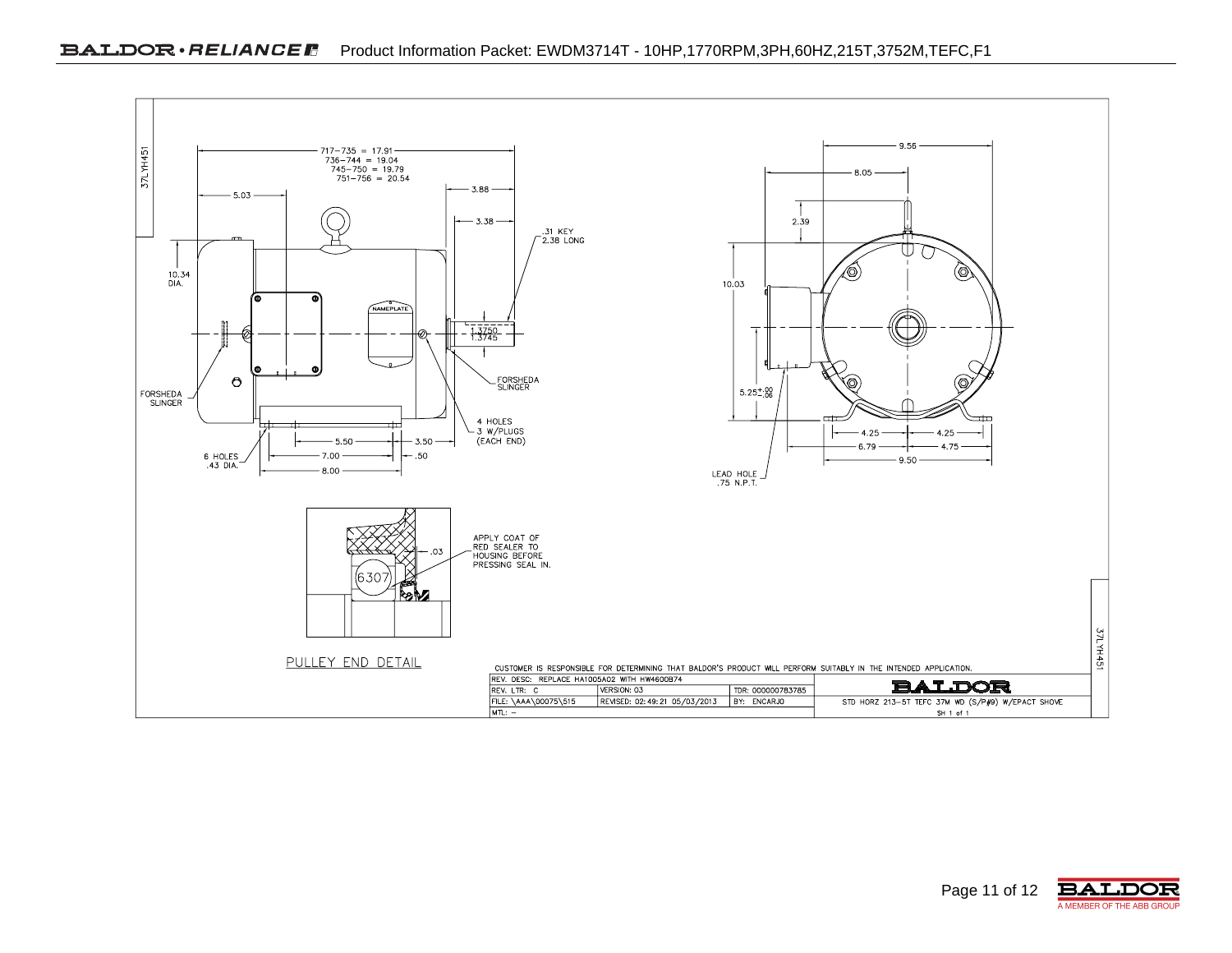37LYH451

717–735 = 17.91
736–744 = 19.04
745–750 = 19.79
751–756 = 20.54

5.03

3.88

3.38

.31 KEY
2.38 LONG

10.34
DIA.

NAMEPLATE

1.3750
1.3745

FORSHEDA
SLINGER

FORSHEDA
SLINGER

4 HOLES
3 W/PLUGS
(EACH END)

5.50

3.50

6 HOLES
.43 DIA.

7.00

.50

8.00

9.56

8.05

2.39

10.03

$5.25^{+.00}_{-.06}$

4.25

4.25

6.79

4.75

9.50

LEAD HOLE
.75 N.P.T.

.03

6307

APPLY COAT OF
RED SEALER TO
HOUSING BEFORE
PRESSING SEAL IN.

PULLEY END DETAIL

CUSTOMER IS RESPONSIBLE FOR DETERMINING THAT BALDOR'S PRODUCT WILL PERFORM SUITABLY IN THE INTENDED APPLICATION.

| | | | |
|---|---|---|---|
| REV. DESC: REPLACE HA1005A02 WITH HW4600B74 | | | BALDOR |
| REV. LTR: C | VERSION: 03 | TDR: 000000783785 | |
| FILE: \AAA\00075\515 | REVISED: 02:49:21 05/03/2013 | BY: ENCARJO | STD HORZ 213-5T TEFC 37M WD (S/P#9) W/EPACT SHOVE |
| MTL: – | | | SH 1 of 1 |

37LYH451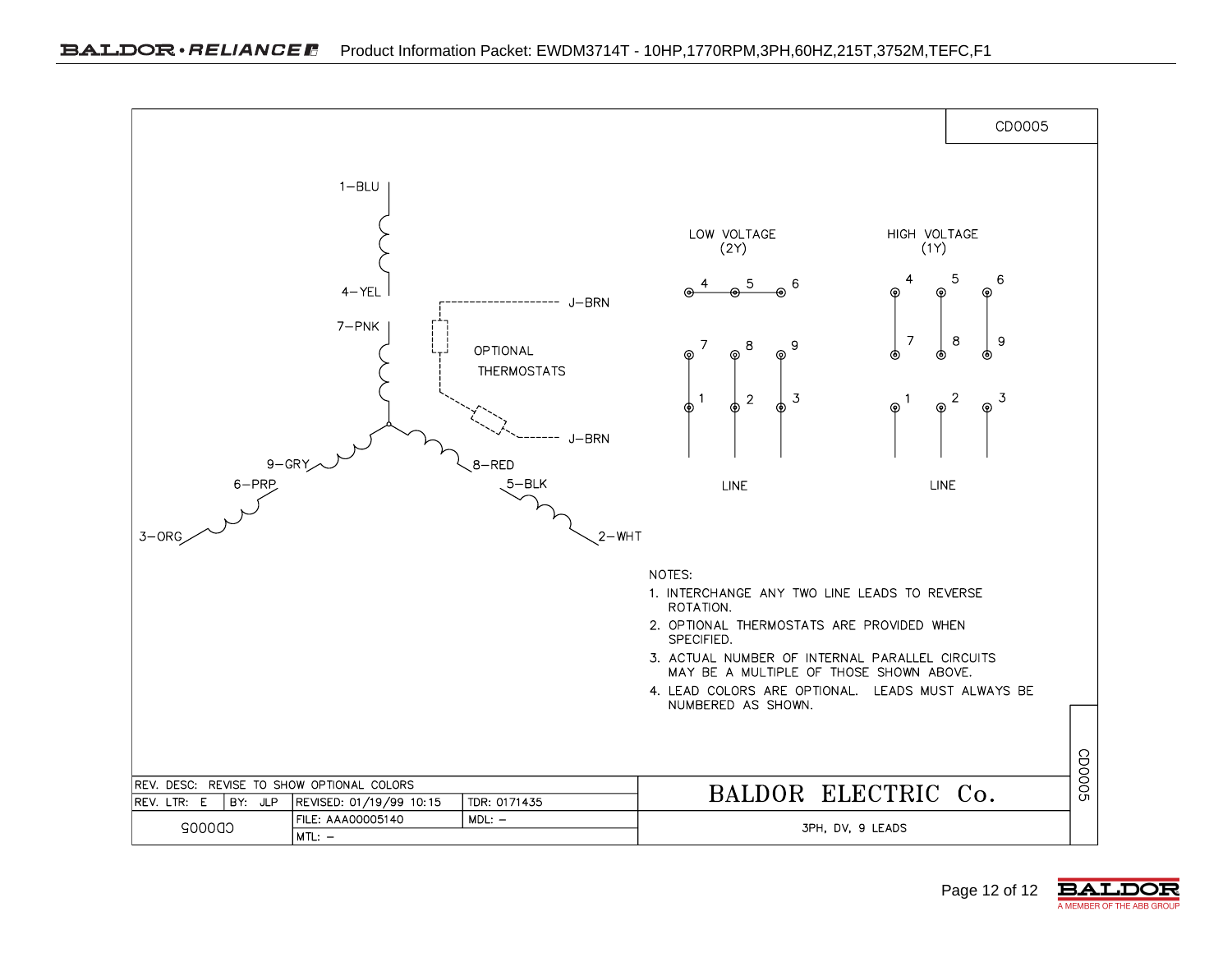CD0005

1-BLU

4-YEL

7-PNK

9-GRY

6-PRP

3-ORG

8-RED

5-BLK

2-WHT

J-BRN

OPTIONAL THERMOSTATS

J-BRN

LOW VOLTAGE (2Y)

4 5 6

7 8 9

1 2 3

LINE

HIGH VOLTAGE (1Y)

4 5 6

7 8 9

1 2 3

LINE

NOTES:

1. INTERCHANGE ANY TWO LINE LEADS TO REVERSE ROTATION.
2. OPTIONAL THERMOSTATS ARE PROVIDED WHEN SPECIFIED.
3. ACTUAL NUMBER OF INTERNAL PARALLEL CIRCUITS MAY BE A MULTIPLE OF THOSE SHOWN ABOVE.
4. LEAD COLORS ARE OPTIONAL. LEADS MUST ALWAYS BE NUMBERED AS SHOWN.

| | | | | |
|---|---|---|---|---|
| REV. DESC: REVISE TO SHOW OPTIONAL COLORS | | | | BALDOR ELECTRIC Co. |
| REV. LTR: E | BY: JLP | REVISED: 01/19/99 10:15 | TDR: 0171435 | |
| CD0005 | | FILE: AAA00005140 | MDL: – | 3PH, DV, 9 LEADS |
| | | MTL: – | | |

CD0005